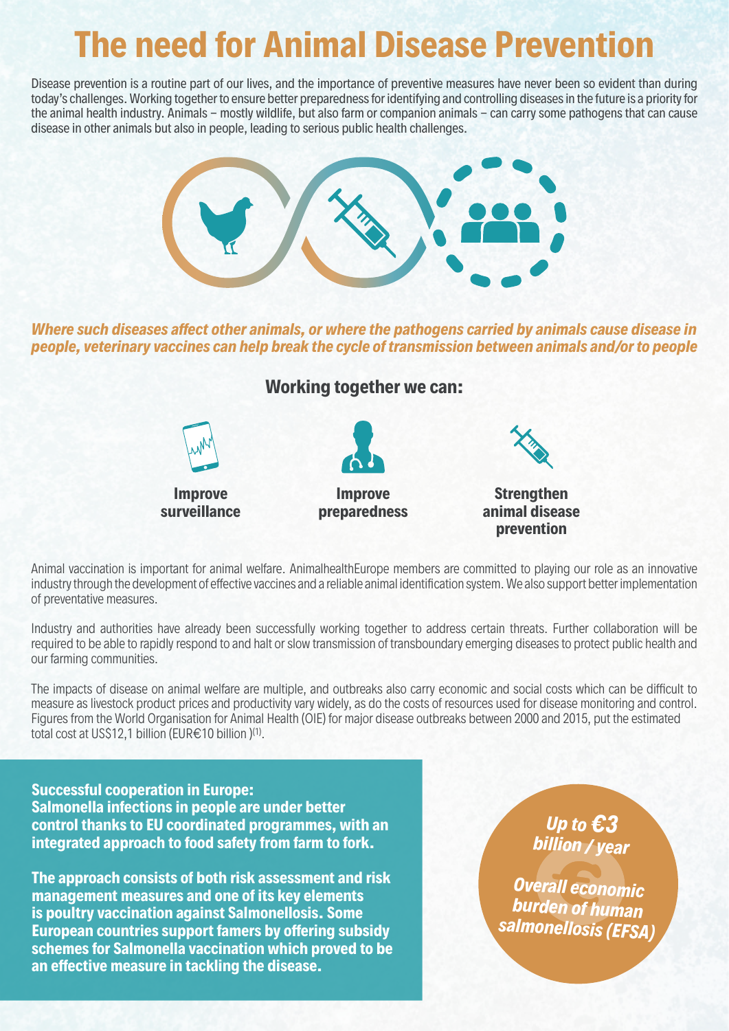# The need for Animal Disease Prevention

Disease prevention is a routine part of our lives, and the importance of preventive measures have never been so evident than during today's challenges. Working together to ensure better preparedness for identifying and controlling diseases in the future is a priority for the animal health industry. Animals – mostly wildlife, but also farm or companion animals – can carry some pathogens that can cause disease in other animals but also in people, leading to serious public health challenges.

***Where such diseases affect other animals, or where the pathogens carried by animals cause disease in people, veterinary vaccines can help break the cycle of transmission between animals and/or to people***

## Working together we can:

- **Improve surveillance**
- **Improve preparedness**
- **Strengthen animal disease prevention**

Animal vaccination is important for animal welfare. AnimalhealthEurope members are committed to playing our role as an innovative industry through the development of effective vaccines and a reliable animal identification system. We also support better implementation of preventative measures.

Industry and authorities have already been successfully working together to address certain threats. Further collaboration will be required to be able to rapidly respond to and halt or slow transmission of transboundary emerging diseases to protect public health and our farming communities.

The impacts of disease on animal welfare are multiple, and outbreaks also carry economic and social costs which can be difficult to measure as livestock product prices and productivity vary widely, as do the costs of resources used for disease monitoring and control. Figures from the World Organisation for Animal Health (OIE) for major disease outbreaks between 2000 and 2015, put the estimated total cost at US$12,1 billion (EUR€10 billion )[(1)].

**Successful cooperation in Europe:**
**Salmonella infections in people are under better control thanks to EU coordinated programmes, with an integrated approach to food safety from farm to fork.**

**The approach consists of both risk assessment and risk management measures and one of its key elements is poultry vaccination against Salmonellosis. Some European countries support famers by offering subsidy schemes for Salmonella vaccination which proved to be an effective measure in tackling the disease.**

***Up to €3 billion / year***

***Overall economic burden of human salmonellosis (EFSA)***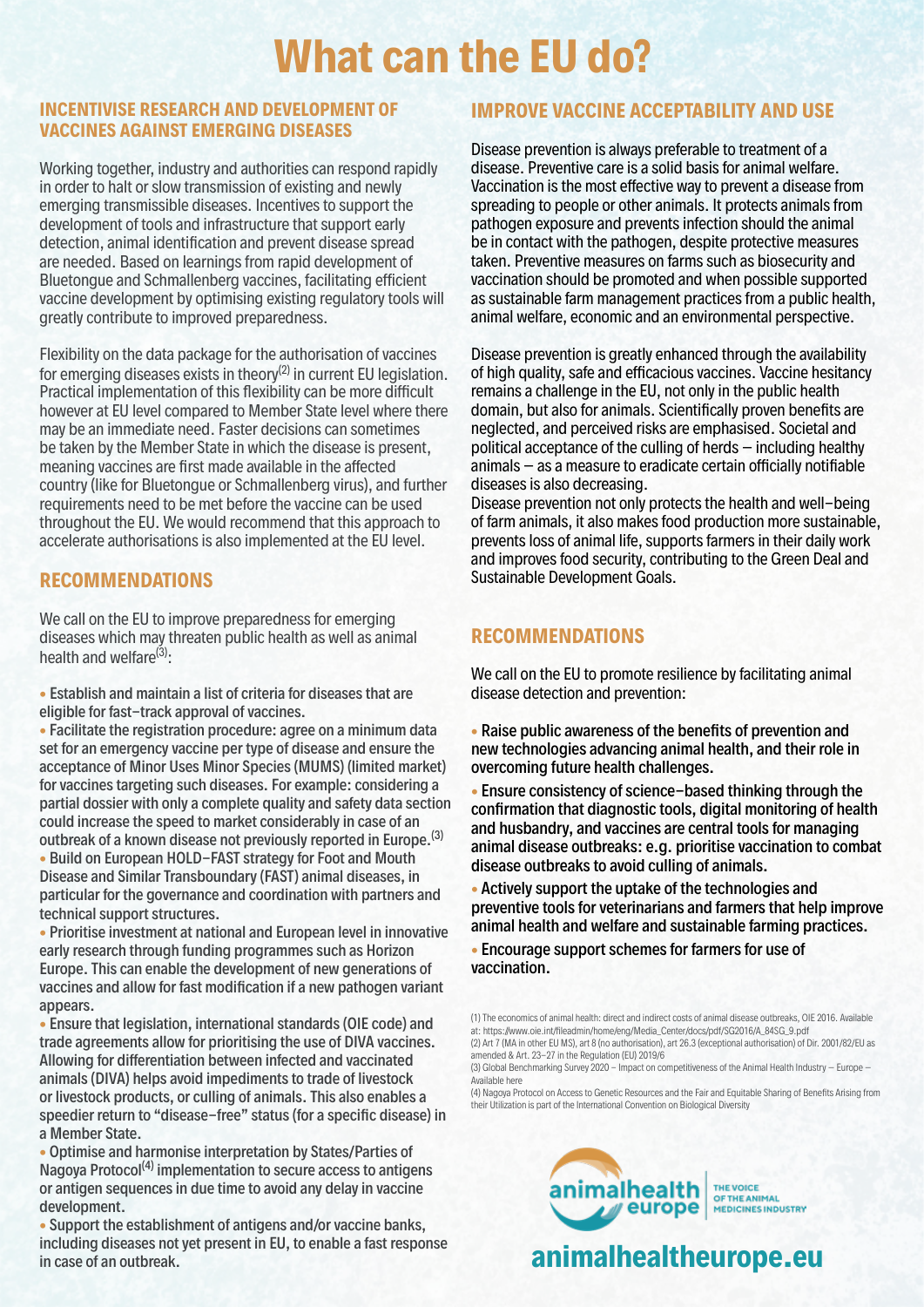# What can the EU do?

## INCENTIVISE RESEARCH AND DEVELOPMENT OF VACCINES AGAINST EMERGING DISEASES

Working together, industry and authorities can respond rapidly in order to halt or slow transmission of existing and newly emerging transmissible diseases. Incentives to support the development of tools and infrastructure that support early detection, animal identification and prevent disease spread are needed. Based on learnings from rapid development of Bluetongue and Schmallenberg vaccines, facilitating efficient vaccine development by optimising existing regulatory tools will greatly contribute to improved preparedness.

Flexibility on the data package for the authorisation of vaccines for emerging diseases exists in theory[2] in current EU legislation. Practical implementation of this flexibility can be more difficult however at EU level compared to Member State level where there may be an immediate need. Faster decisions can sometimes be taken by the Member State in which the disease is present, meaning vaccines are first made available in the affected country (like for Bluetongue or Schmallenberg virus), and further requirements need to be met before the vaccine can be used throughout the EU. We would recommend that this approach to accelerate authorisations is also implemented at the EU level.

## RECOMMENDATIONS

We call on the EU to improve preparedness for emerging diseases which may threaten public health as well as animal health and welfare[3]:

- **Establish and maintain a list of criteria for diseases that are eligible for fast-track approval of vaccines.**
- **Facilitate the registration procedure: agree on a minimum data set for an emergency vaccine per type of disease and ensure the acceptance of Minor Uses Minor Species (MUMS) (limited market) for vaccines targeting such diseases. For example: considering a partial dossier with only a complete quality and safety data section could increase the speed to market considerably in case of an outbreak of a known disease not previously reported in Europe.[3]**
- **Build on European HOLD-FAST strategy for Foot and Mouth Disease and Similar Transboundary (FAST) animal diseases, in particular for the governance and coordination with partners and technical support structures.**
- **Prioritise investment at national and European level in innovative early research through funding programmes such as Horizon Europe. This can enable the development of new generations of vaccines and allow for fast modification if a new pathogen variant appears.**
- **Ensure that legislation, international standards (OIE code) and trade agreements allow for prioritising the use of DIVA vaccines. Allowing for differentiation between infected and vaccinated animals (DIVA) helps avoid impediments to trade of livestock or livestock products, or culling of animals. This also enables a speedier return to "disease-free" status (for a specific disease) in a Member State.**
- **Optimise and harmonise interpretation by States/Parties of Nagoya Protocol[4] implementation to secure access to antigens or antigen sequences in due time to avoid any delay in vaccine development.**
- **Support the establishment of antigens and/or vaccine banks, including diseases not yet present in EU, to enable a fast response in case of an outbreak.**

## IMPROVE VACCINE ACCEPTABILITY AND USE

Disease prevention is always preferable to treatment of a disease. Preventive care is a solid basis for animal welfare. Vaccination is the most effective way to prevent a disease from spreading to people or other animals. It protects animals from pathogen exposure and prevents infection should the animal be in contact with the pathogen, despite protective measures taken. Preventive measures on farms such as biosecurity and vaccination should be promoted and when possible supported as sustainable farm management practices from a public health, animal welfare, economic and an environmental perspective.

Disease prevention is greatly enhanced through the availability of high quality, safe and efficacious vaccines. Vaccine hesitancy remains a challenge in the EU, not only in the public health domain, but also for animals. Scientifically proven benefits are neglected, and perceived risks are emphasised. Societal and political acceptance of the culling of herds – including healthy animals – as a measure to eradicate certain officially notifiable diseases is also decreasing.

Disease prevention not only protects the health and well-being of farm animals, it also makes food production more sustainable, prevents loss of animal life, supports farmers in their daily work and improves food security, contributing to the Green Deal and Sustainable Development Goals.

## RECOMMENDATIONS

We call on the EU to promote resilience by facilitating animal disease detection and prevention:

- **Raise public awareness of the benefits of prevention and new technologies advancing animal health, and their role in overcoming future health challenges.**
- **Ensure consistency of science-based thinking through the confirmation that diagnostic tools, digital monitoring of health and husbandry, and vaccines are central tools for managing animal disease outbreaks: e.g. prioritise vaccination to combat disease outbreaks to avoid culling of animals.**
- **Actively support the uptake of the technologies and preventive tools for veterinarians and farmers that help improve animal health and welfare and sustainable farming practices.**
- **Encourage support schemes for farmers for use of vaccination.**

(1) The economics of animal health: direct and indirect costs of animal disease outbreaks, OIE 2016. Available at: https://www.oie.int/fileadmin/home/eng/Media_Center/docs/pdf/SG2016/A_84SG_9.pdf
(2) Art 7 (MA in other EU MS), art 8 (no authorisation), art 26.3 (exceptional authorisation) of Dir. 2001/82/EU as amended & Art. 23-27 in the Regulation (EU) 2019/6
(3) Global Benchmarking Survey 2020 – Impact on competitiveness of the Animal Health Industry – Europe – Available here
(4) Nagoya Protocol on Access to Genetic Resources and the Fair and Equitable Sharing of Benefits Arising from their Utilization is part of the International Convention on Biological Diversity

animalhealth europe – THE VOICE OF THE ANIMAL MEDICINES INDUSTRY

animalhealtheurope.eu